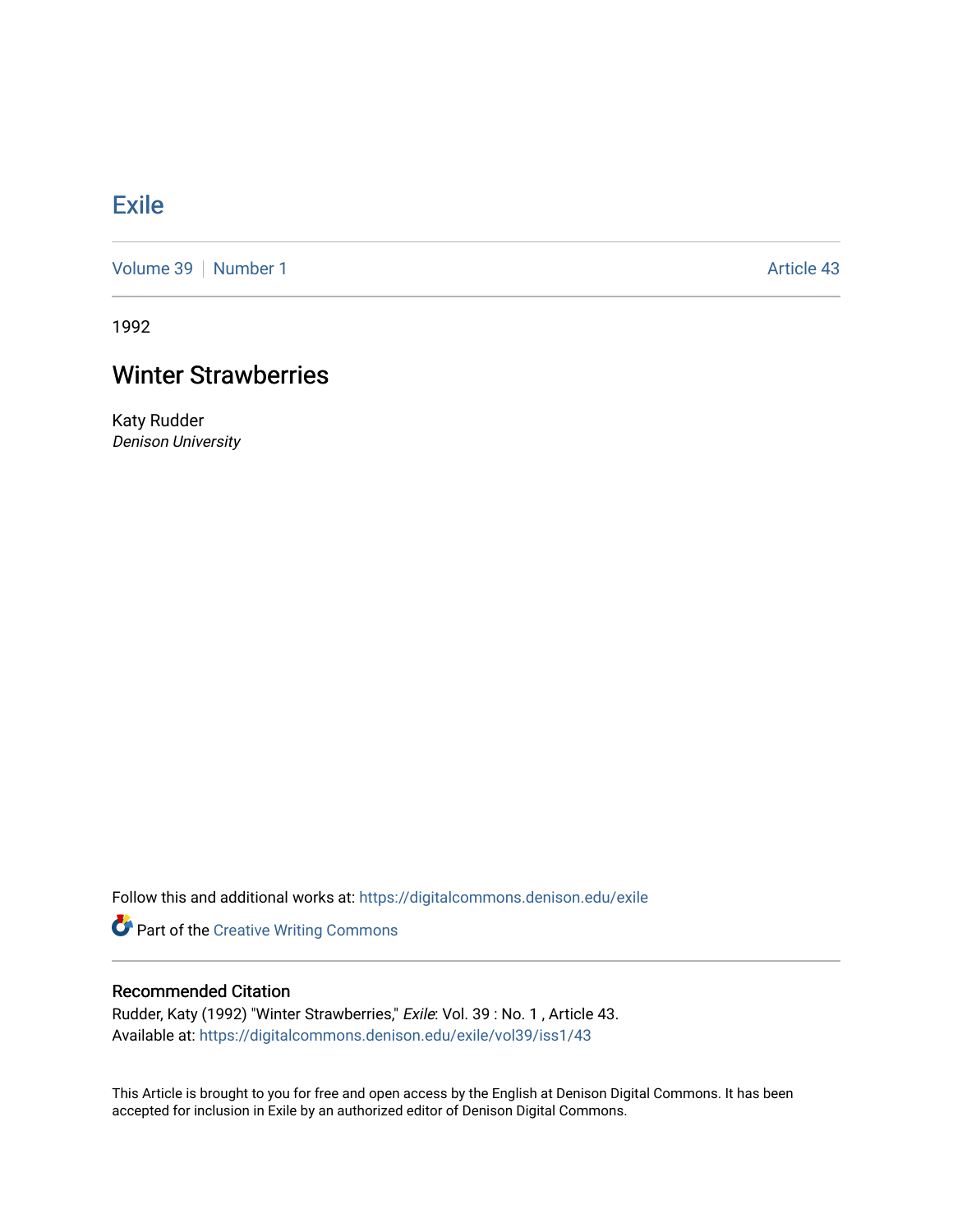# Exile

Volume 39 | Number 1 | Article 43

1992

## Winter Strawberries

Katy Rudder
*Denison University*

Follow this and additional works at: https://digitalcommons.denison.edu/exile

Part of the Creative Writing Commons

### Recommended Citation

Rudder, Katy (1992) "Winter Strawberries," *Exile*: Vol. 39 : No. 1 , Article 43.
Available at: https://digitalcommons.denison.edu/exile/vol39/iss1/43

This Article is brought to you for free and open access by the English at Denison Digital Commons. It has been accepted for inclusion in Exile by an authorized editor of Denison Digital Commons.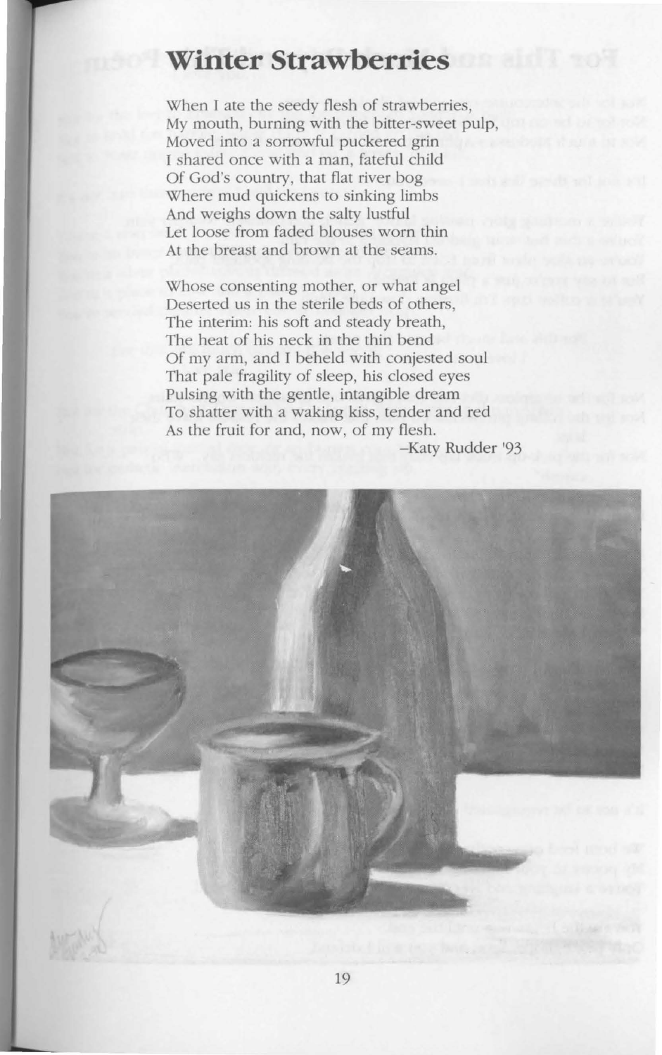# Winter Strawberries

When I ate the seedy flesh of strawberries,
My mouth, burning with the bitter-sweet pulp,
Moved into a sorrowful puckered grin
I shared once with a man, fateful child
Of God's country, that flat river bog
Where mud quickens to sinking limbs
And weighs down the salty lustful
Let loose from faded blouses worn thin
At the breast and brown at the seams.

Whose consenting mother, or what angel
Deserted us in the sterile beds of others,
The interim: his soft and steady breath,
The heat of his neck in the thin bend
Of my arm, and I beheld with conjested soul
That pale fragility of sleep, his closed eyes
Pulsing with the gentle, intangible dream
To shatter with a waking kiss, tender and red
As the fruit for and, now, of my flesh.

–Katy Rudder '93